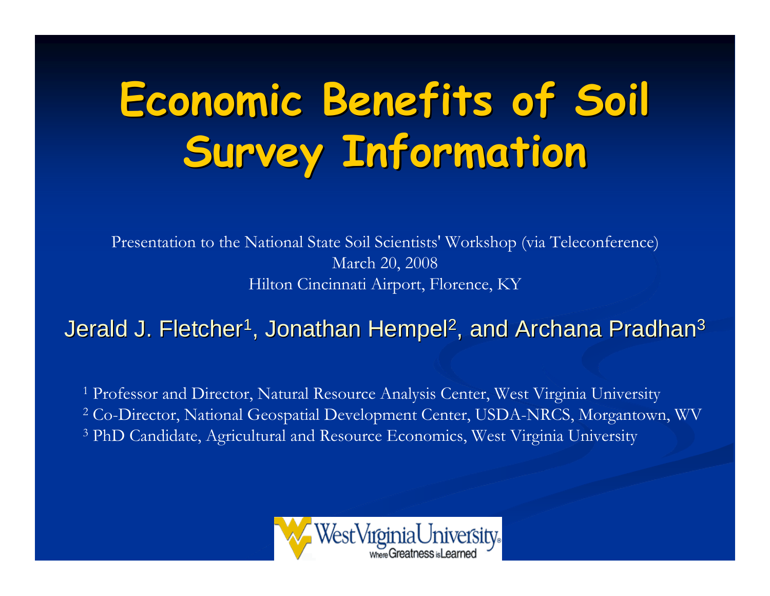# Economic Benefits of Soil Survey Information

Presentation to the National State Soil Scientists' Workshop (via Teleconference)
March 20, 2008
Hilton Cincinnati Airport, Florence, KY

Jerald J. Fletcher[1], Jonathan Hempel[2], and Archana Pradhan[3]

[1] Professor and Director, Natural Resource Analysis Center, West Virginia University
[2] Co-Director, National Geospatial Development Center, USDA-NRCS, Morgantown, WV
[3] PhD Candidate, Agricultural and Resource Economics, West Virginia University

West Virginia University
Where Greatness is Learned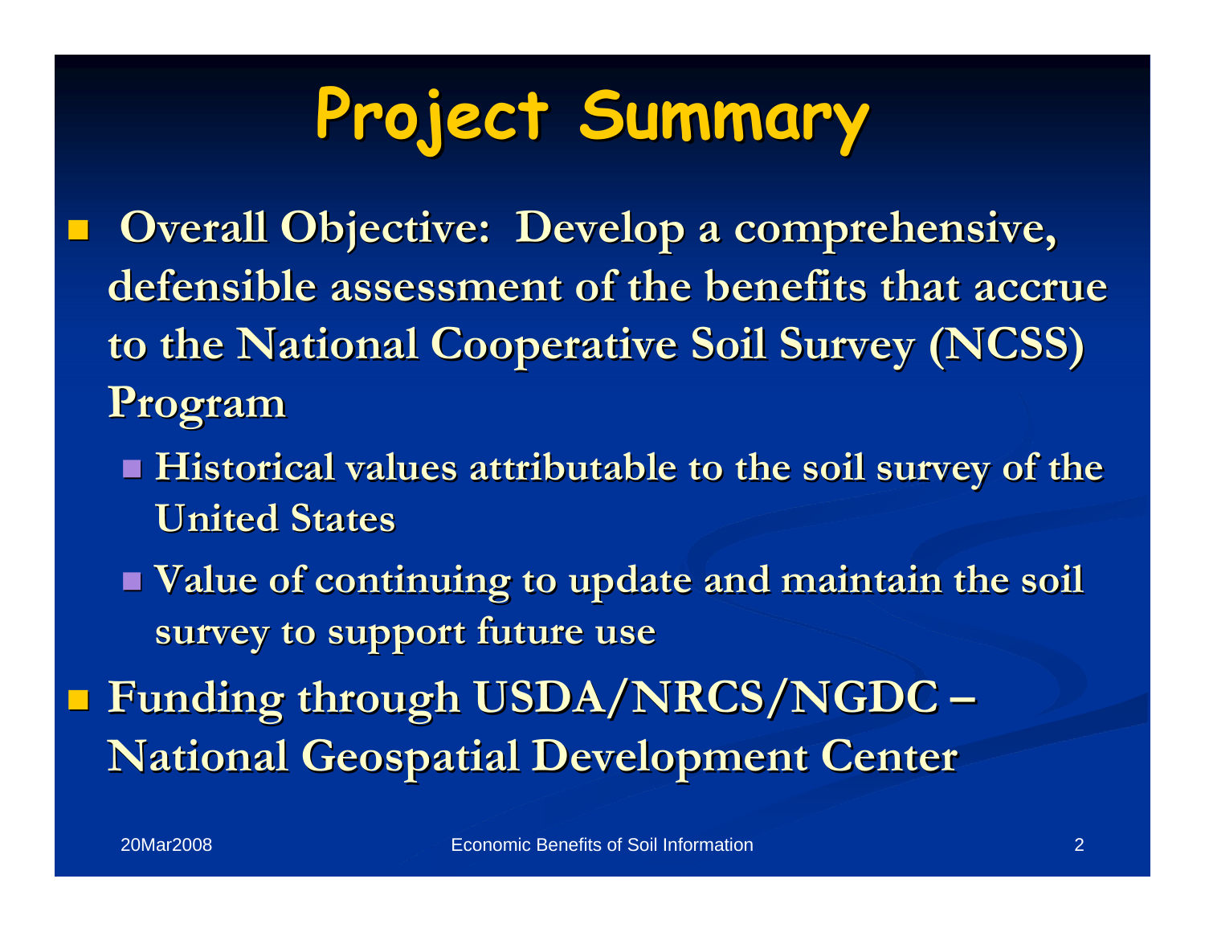# Project Summary

- **Overall Objective: Develop a comprehensive, defensible assessment of the benefits that accrue to the National Cooperative Soil Survey (NCSS) Program**
  - **Historical values attributable to the soil survey of the United States**
  - **Value of continuing to update and maintain the soil survey to support future use**
- **Funding through USDA/NRCS/NGDC – National Geospatial Development Center**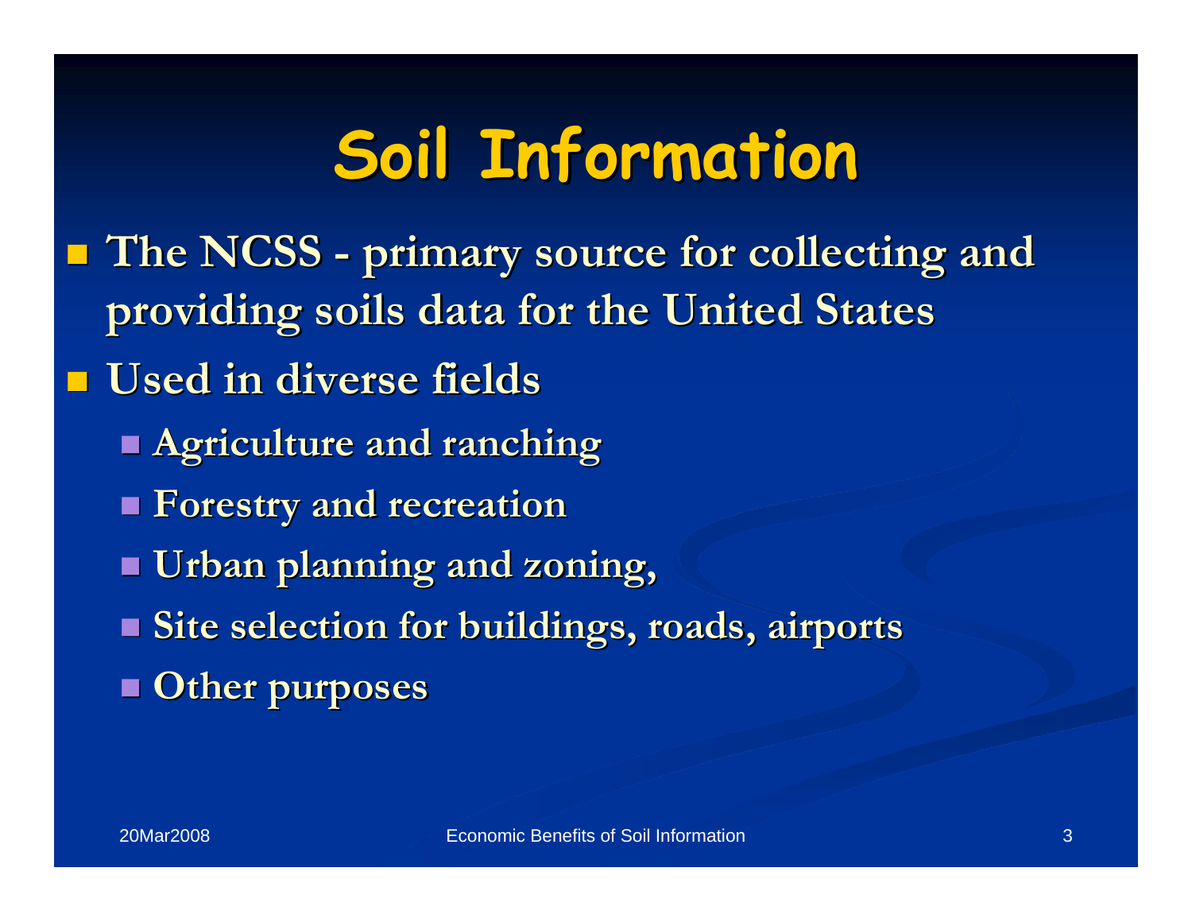# Soil Information

- The NCSS - primary source for collecting and providing soils data for the United States
- Used in diverse fields
  - Agriculture and ranching
  - Forestry and recreation
  - Urban planning and zoning,
  - Site selection for buildings, roads, airports
  - Other purposes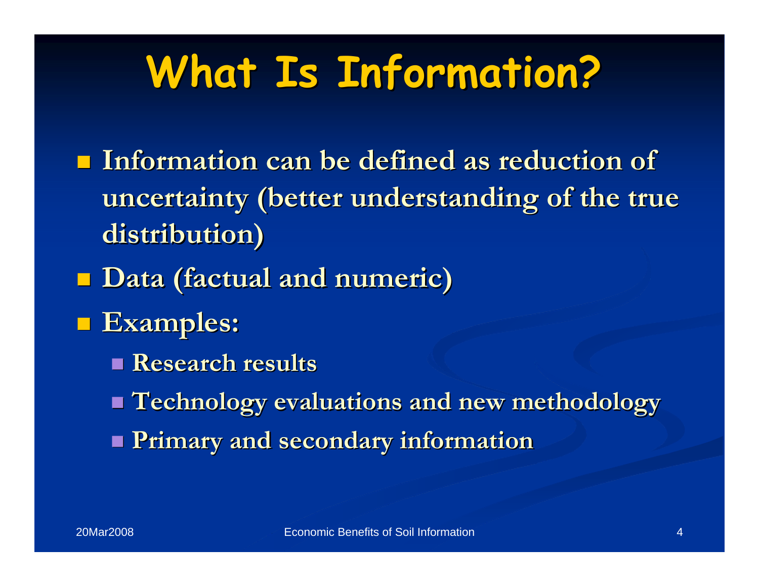# What Is Information?

- Information can be defined as reduction of uncertainty (better understanding of the true distribution)
- Data (factual and numeric)
- Examples:
  - Research results
  - Technology evaluations and new methodology
  - Primary and secondary information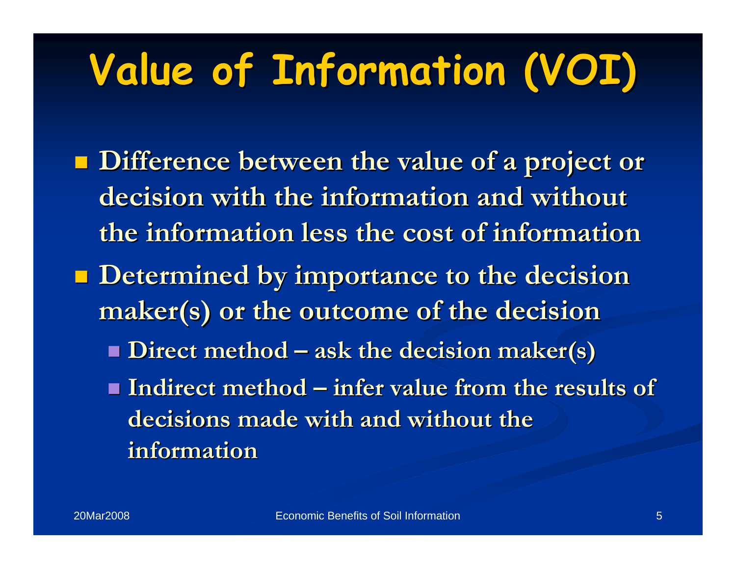# Value of Information (VOI)

- **Difference between the value of a project or decision with the information and without the information less the cost of information**
- **Determined by importance to the decision maker(s) or the outcome of the decision**
  - **Direct method – ask the decision maker(s)**
  - **Indirect method – infer value from the results of decisions made with and without the information**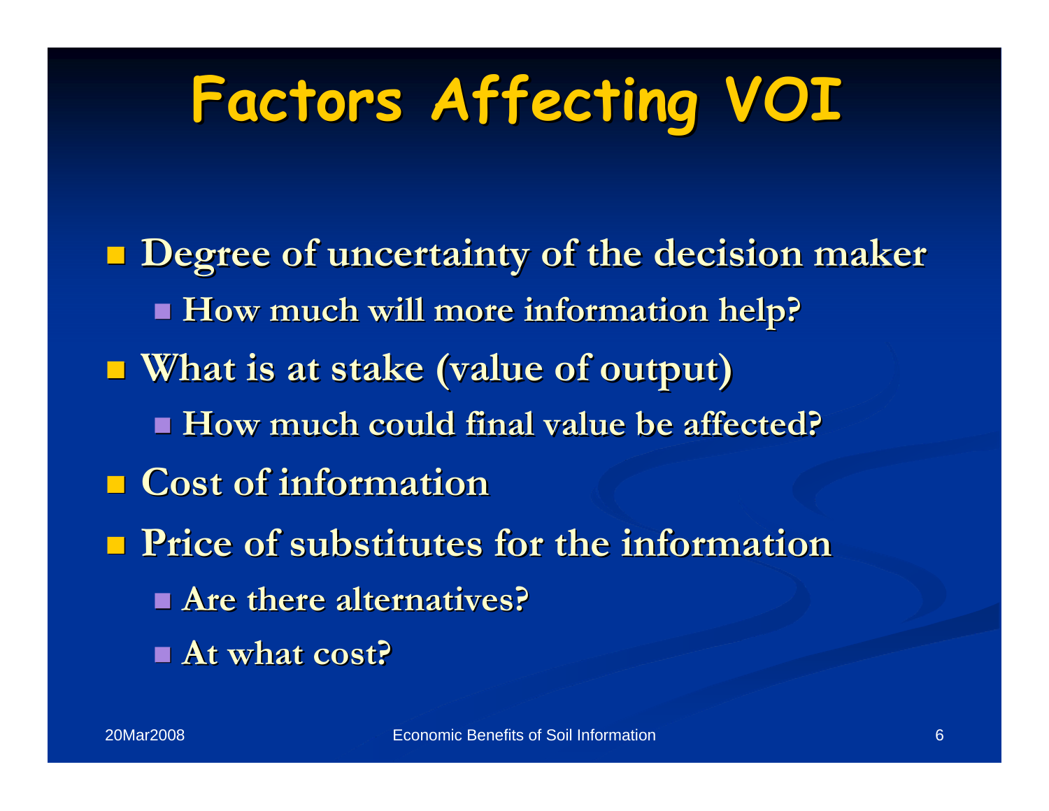# Factors Affecting VOI

- **Degree of uncertainty of the decision maker**
  - **How much will more information help?**
- **What is at stake (value of output)**
  - **How much could final value be affected?**
- **Cost of information**
- **Price of substitutes for the information**
  - **Are there alternatives?**
  - **At what cost?**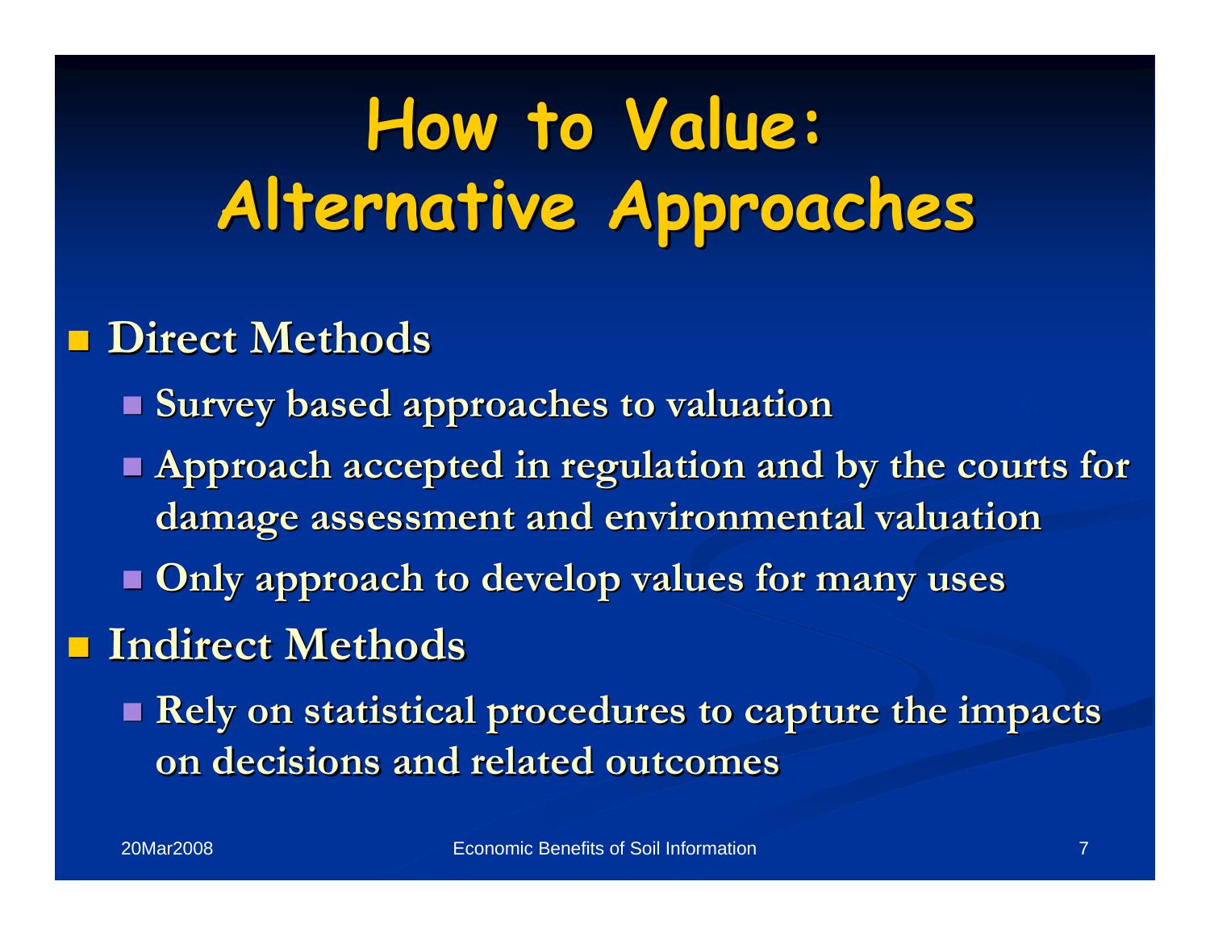# How to Value: Alternative Approaches

- **Direct Methods**
  - **Survey based approaches to valuation**
  - **Approach accepted in regulation and by the courts for damage assessment and environmental valuation**
  - **Only approach to develop values for many uses**
- **Indirect Methods**
  - **Rely on statistical procedures to capture the impacts on decisions and related outcomes**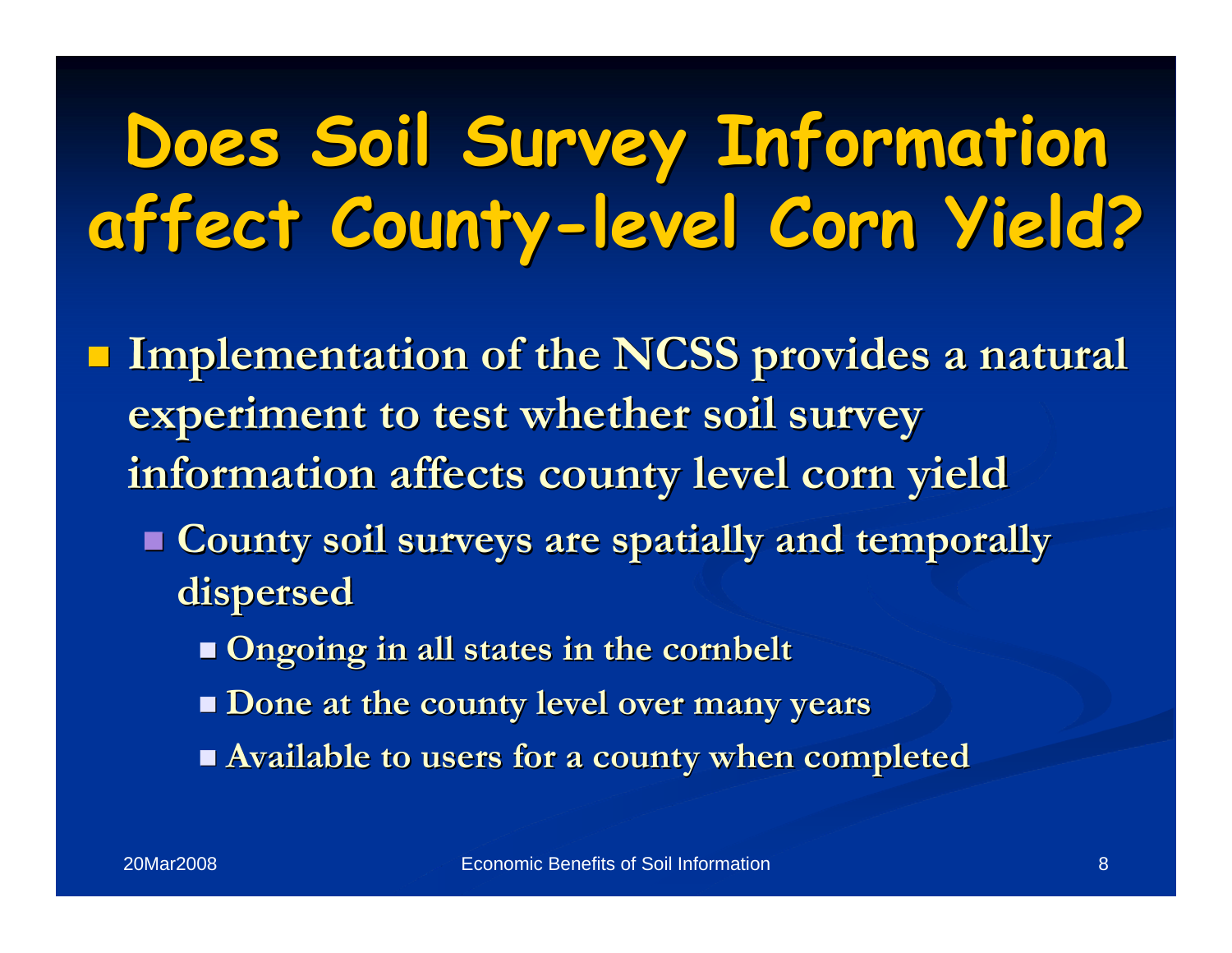# Does Soil Survey Information affect County-level Corn Yield?

- **Implementation of the NCSS provides a natural experiment to test whether soil survey information affects county level corn yield**
  - **County soil surveys are spatially and temporally dispersed**
    - **Ongoing in all states in the cornbelt**
    - **Done at the county level over many years**
    - **Available to users for a county when completed**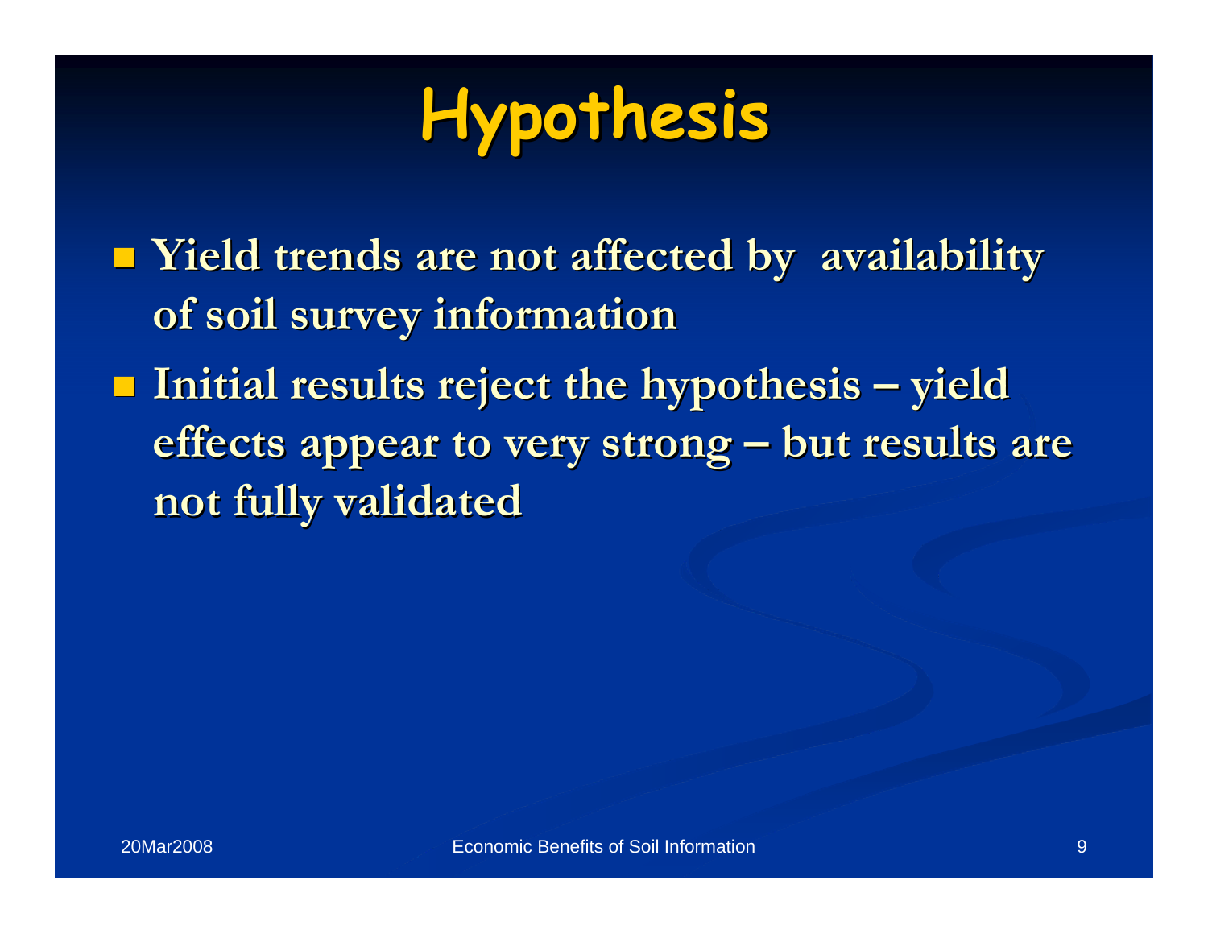# Hypothesis

- **Yield trends are not affected by availability of soil survey information**
- **Initial results reject the hypothesis – yield effects appear to very strong – but results are not fully validated**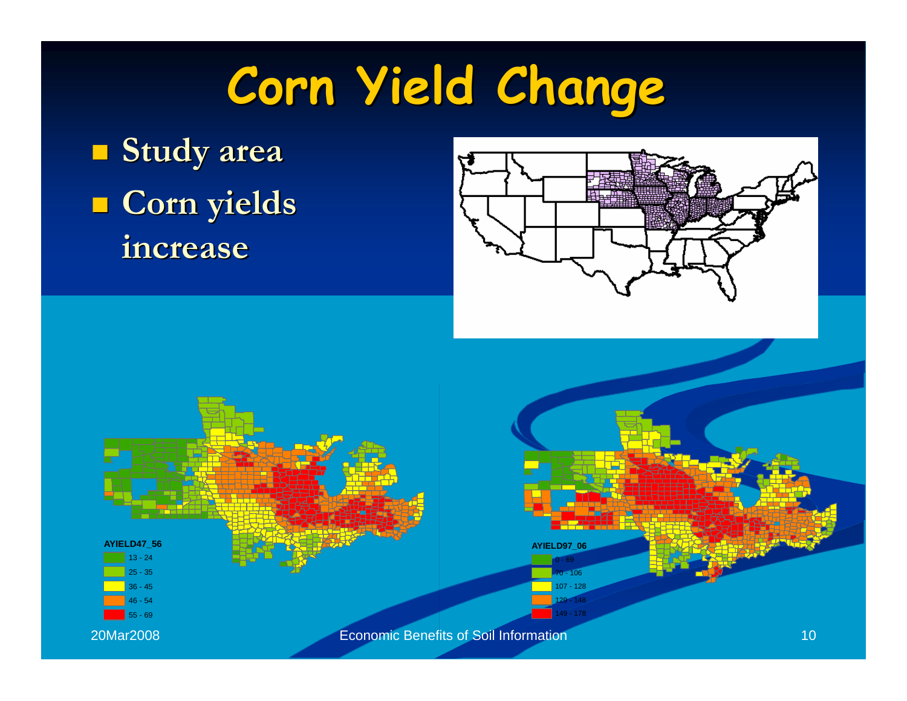# Corn Yield Change

- Study area
- Corn yields increase

AYIELD47_56

- 13 - 24
- 25 - 35
- 36 - 45
- 46 - 54
- 55 - 69

AYIELD97_06

- 0 - 69
- 70 - 106
- 107 - 128
- 129 - 148
- 149 - 178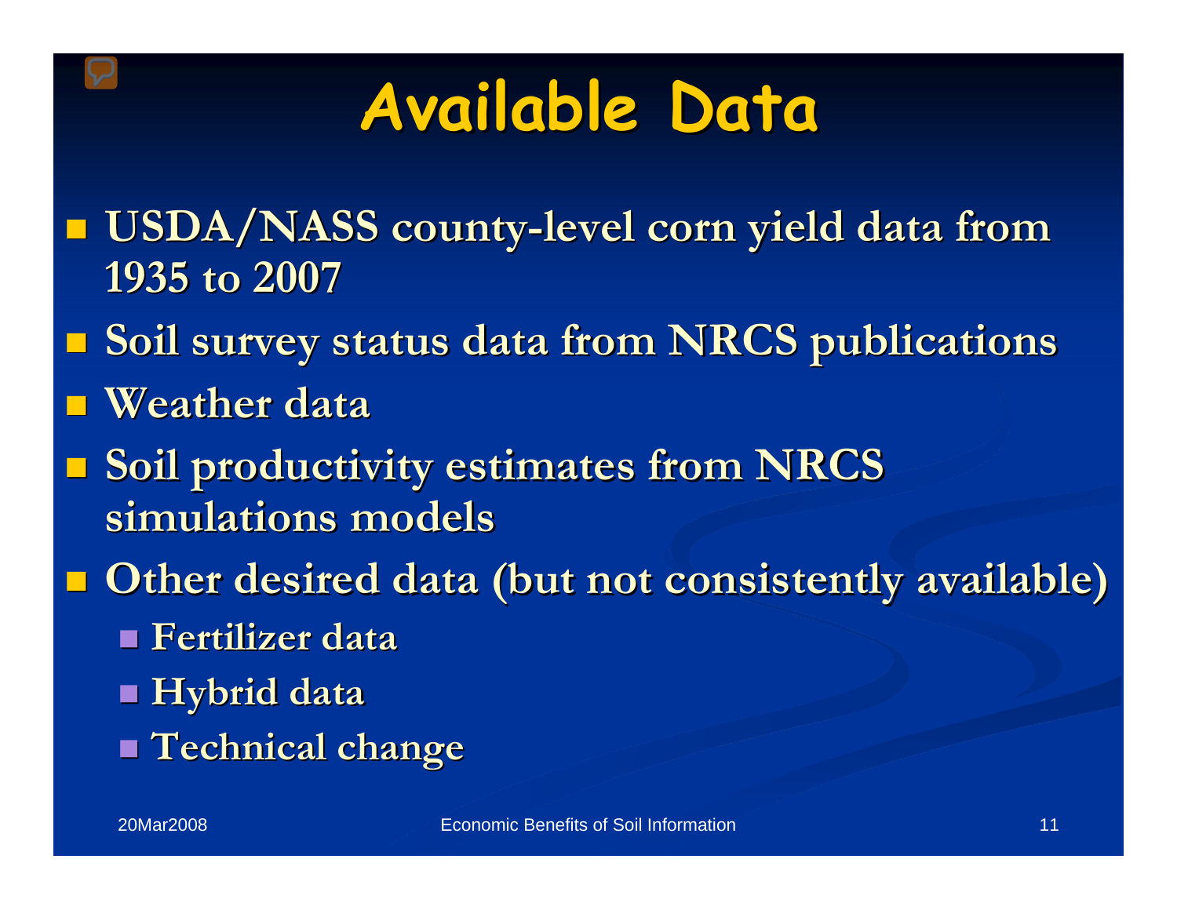# Available Data

- USDA/NASS county-level corn yield data from 1935 to 2007
- Soil survey status data from NRCS publications
- Weather data
- Soil productivity estimates from NRCS simulations models
- Other desired data (but not consistently available)
  - Fertilizer data
  - Hybrid data
  - Technical change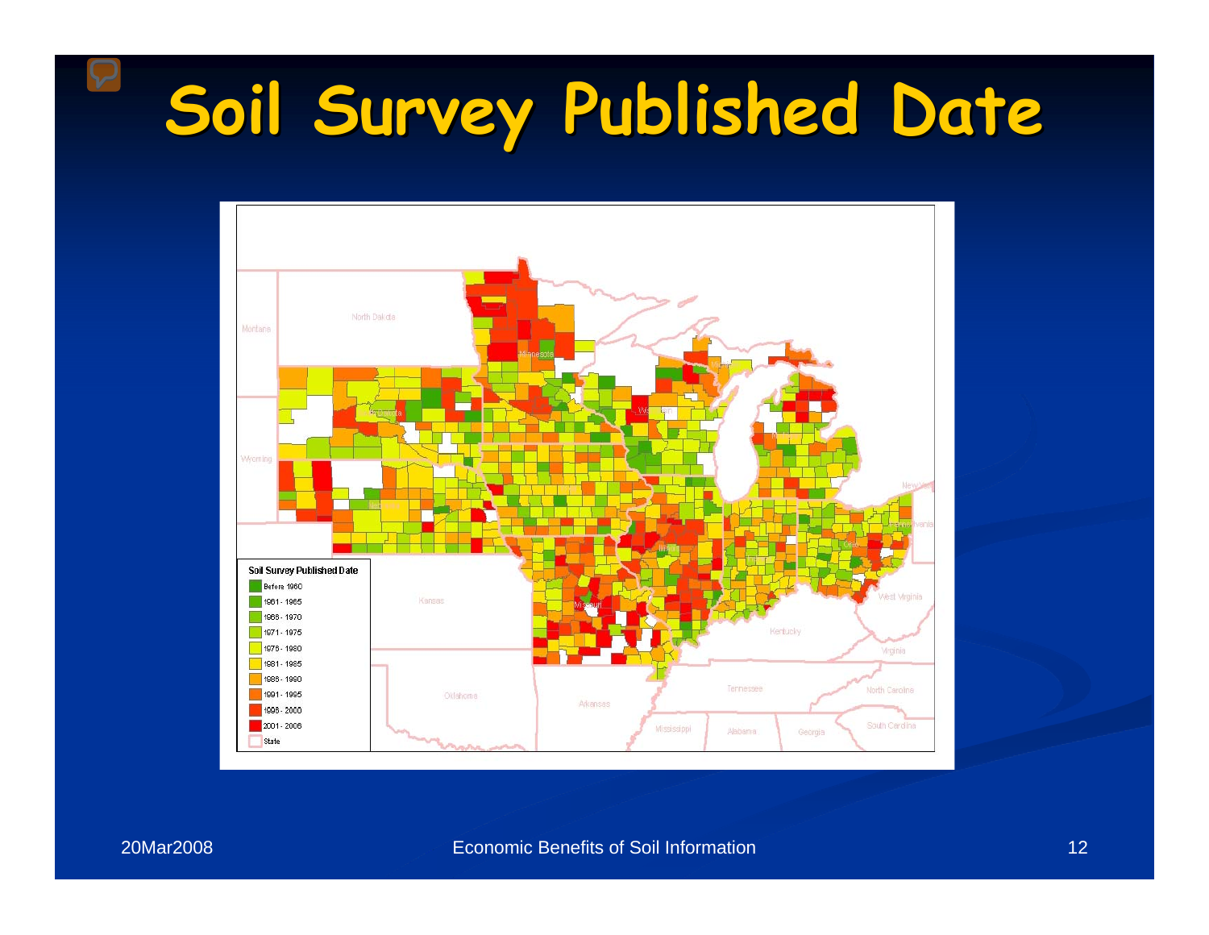# Soil Survey Published Date

Soil Survey Published Date

- Before 1960
- 1961 - 1965
- 1966 - 1970
- 1971 - 1975
- 1976 - 1980
- 1981 - 1985
- 1986 - 1990
- 1991 - 1995
- 1996 - 2000
- 2001 - 2006
- State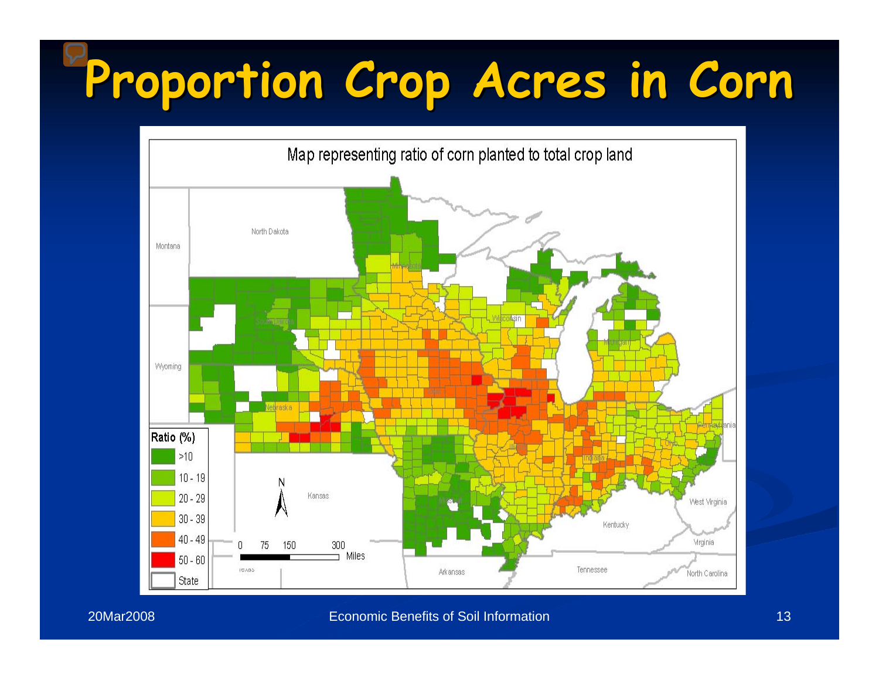# Proportion Crop Acres in Corn

Map representing ratio of corn planted to total crop land

| Ratio (%) |
| --- |
| >10 |
| 10 - 19 |
| 20 - 29 |
| 30 - 39 |
| 40 - 49 |
| 50 - 60 |
| State |

0 75 150 300 Miles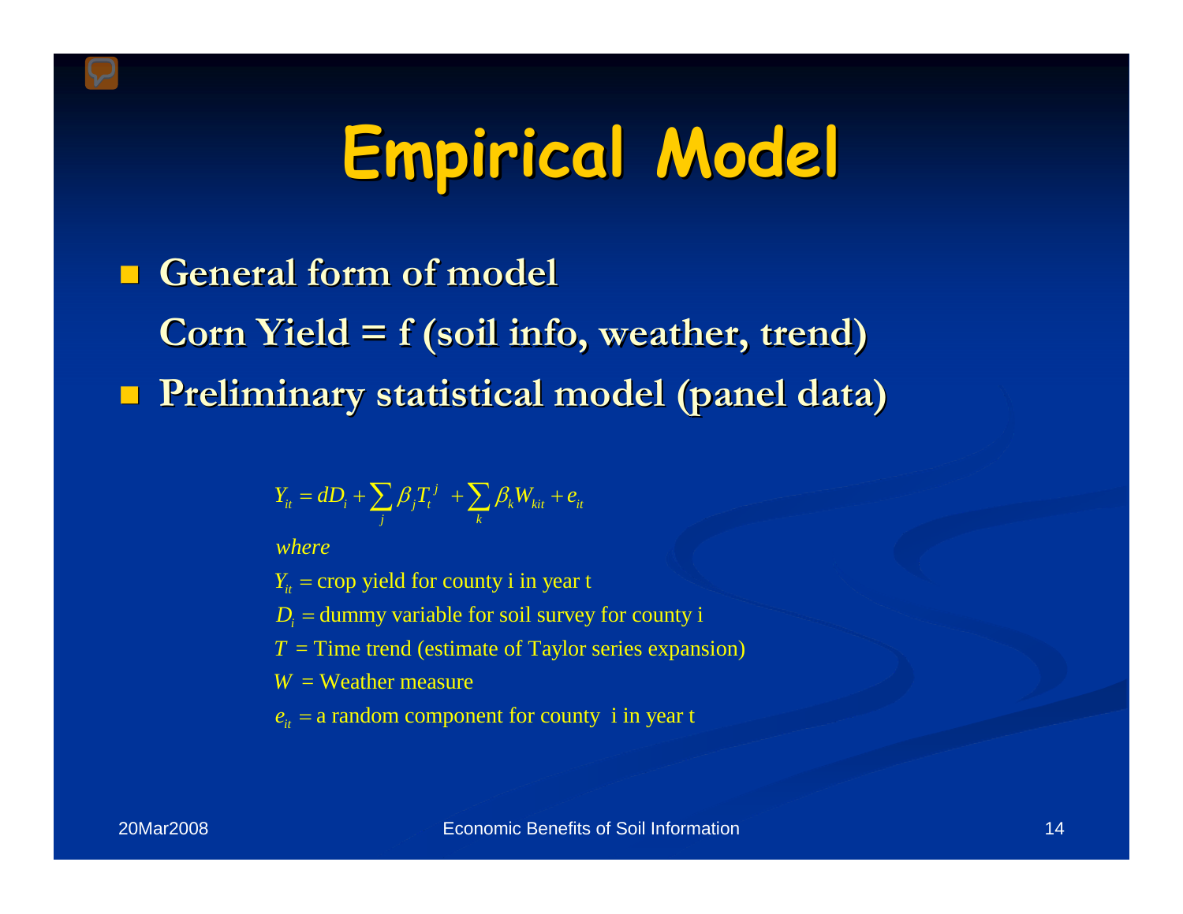# Empirical Model

- **General form of model**

  **Corn Yield = f (soil info, weather, trend)**

- **Preliminary statistical model (panel data)**

$$Y_{it} = dD_i + \sum_j \beta_j T_t^{\,j} + \sum_k \beta_k W_{kit} + e_{it}$$

*where*

$Y_{it}$ = crop yield for county i in year t

$D_i$ = dummy variable for soil survey for county i

$T$ = Time trend (estimate of Taylor series expansion)

$W$ = Weather measure

$e_{it}$ = a random component for county i in year t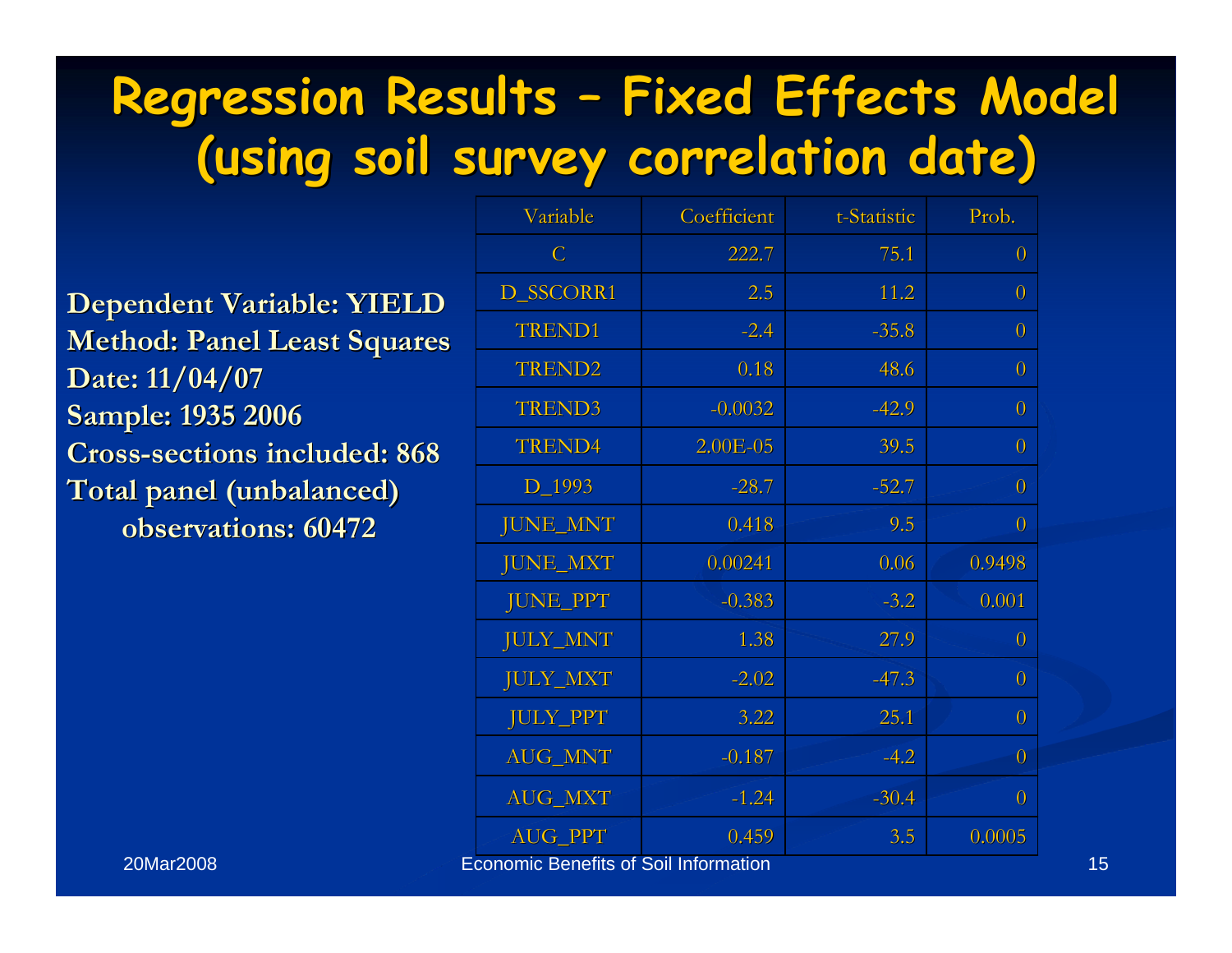# Regression Results – Fixed Effects Model (using soil survey correlation date)

**Dependent Variable: YIELD**
**Method: Panel Least Squares**
**Date: 11/04/07**
**Sample: 1935 2006**
**Cross-sections included: 868**
**Total panel (unbalanced) observations: 60472**

| Variable | Coefficient | t-Statistic | Prob. |
|---|---|---|---|
| C | 222.7 | 75.1 | 0 |
| D_SSCORR1 | 2.5 | 11.2 | 0 |
| TREND1 | -2.4 | -35.8 | 0 |
| TREND2 | 0.18 | 48.6 | 0 |
| TREND3 | -0.0032 | -42.9 | 0 |
| TREND4 | 2.00E-05 | 39.5 | 0 |
| D_1993 | -28.7 | -52.7 | 0 |
| JUNE_MNT | 0.418 | 9.5 | 0 |
| JUNE_MXT | 0.00241 | 0.06 | 0.9498 |
| JUNE_PPT | -0.383 | -3.2 | 0.001 |
| JULY_MNT | 1.38 | 27.9 | 0 |
| JULY_MXT | -2.02 | -47.3 | 0 |
| JULY_PPT | 3.22 | 25.1 | 0 |
| AUG_MNT | -0.187 | -4.2 | 0 |
| AUG_MXT | -1.24 | -30.4 | 0 |
| AUG_PPT | 0.459 | 3.5 | 0.0005 |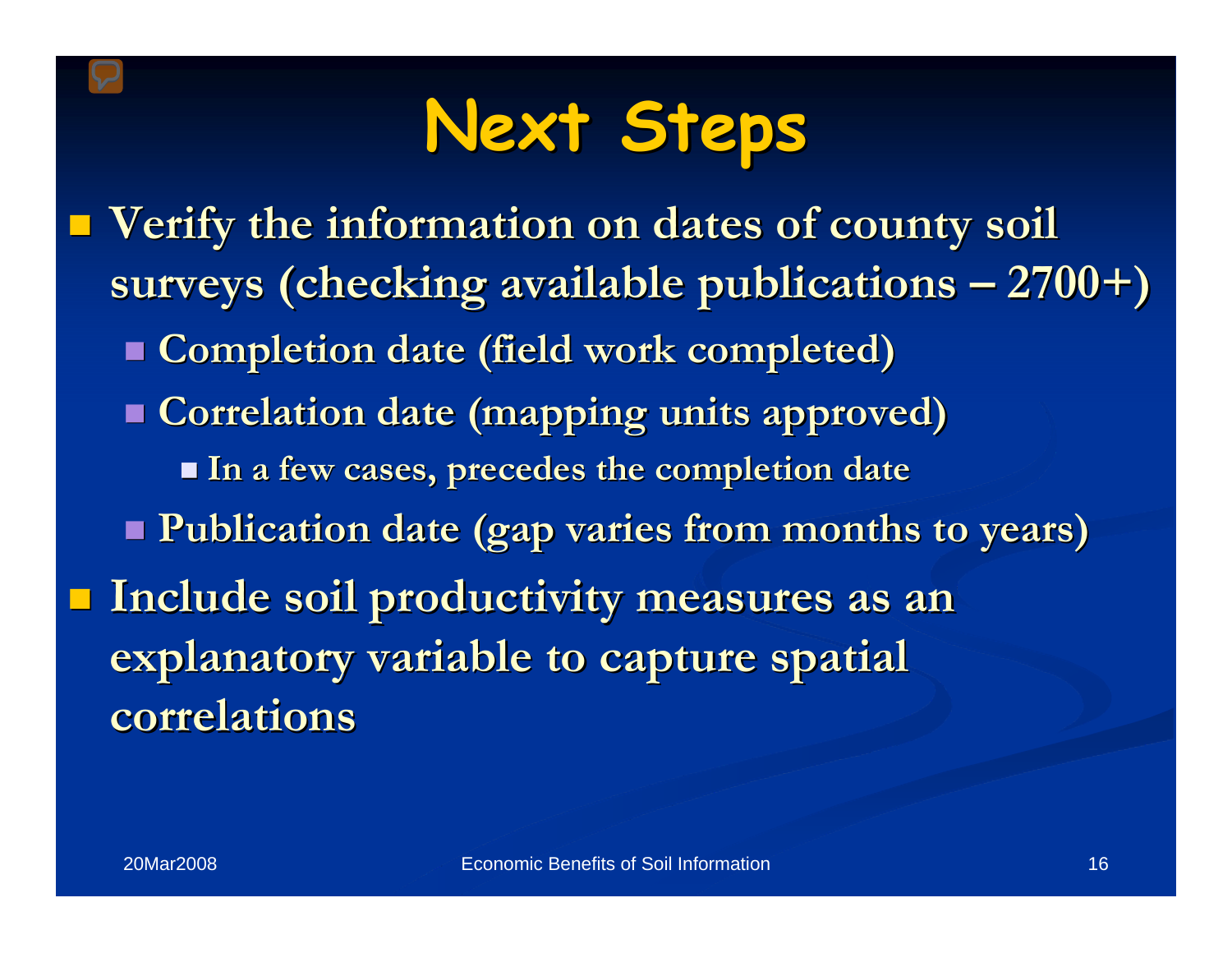# Next Steps

- Verify the information on dates of county soil surveys (checking available publications – 2700+)
  - Completion date (field work completed)
  - Correlation date (mapping units approved)
    - In a few cases, precedes the completion date
  - Publication date (gap varies from months to years)
- Include soil productivity measures as an explanatory variable to capture spatial correlations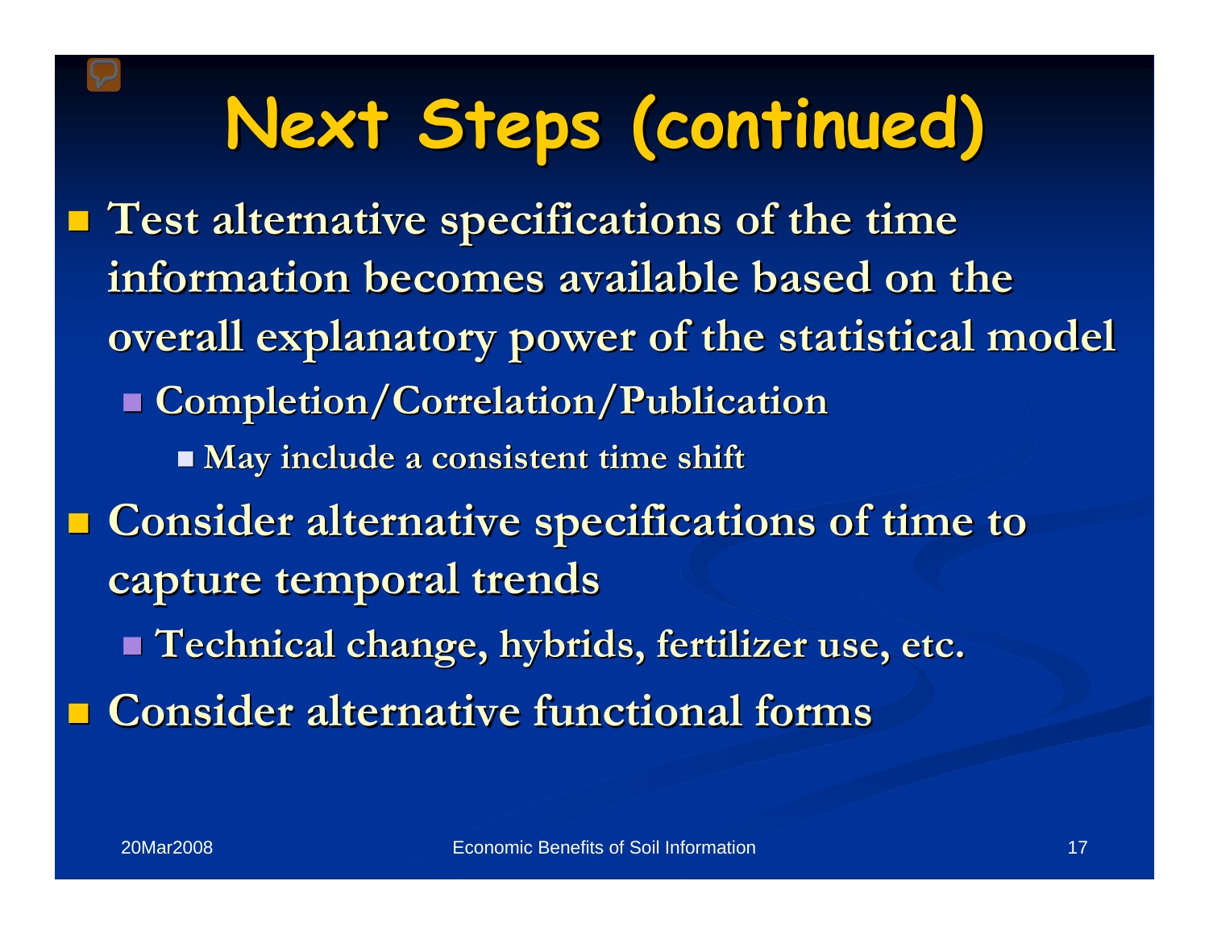# Next Steps (continued)

- Test alternative specifications of the time information becomes available based on the overall explanatory power of the statistical model
  - Completion/Correlation/Publication
    - May include a consistent time shift
- Consider alternative specifications of time to capture temporal trends
  - Technical change, hybrids, fertilizer use, etc.
- Consider alternative functional forms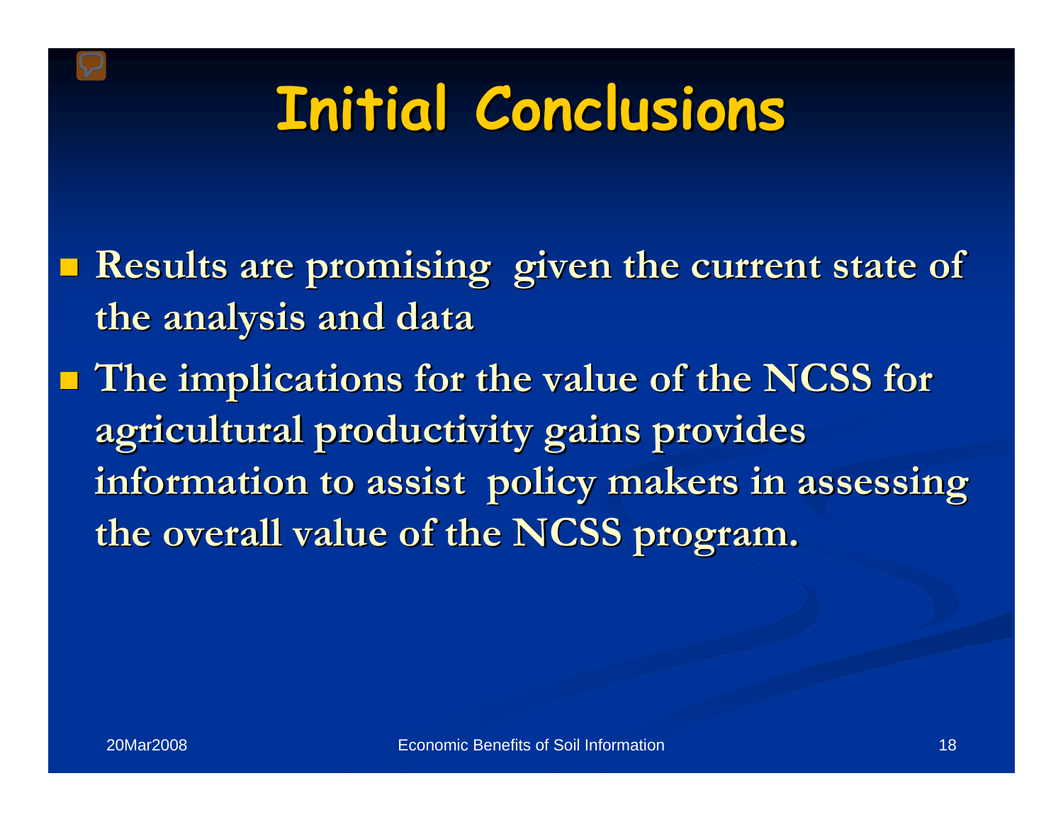# Initial Conclusions

- Results are promising given the current state of the analysis and data
- The implications for the value of the NCSS for agricultural productivity gains provides information to assist policy makers in assessing the overall value of the NCSS program.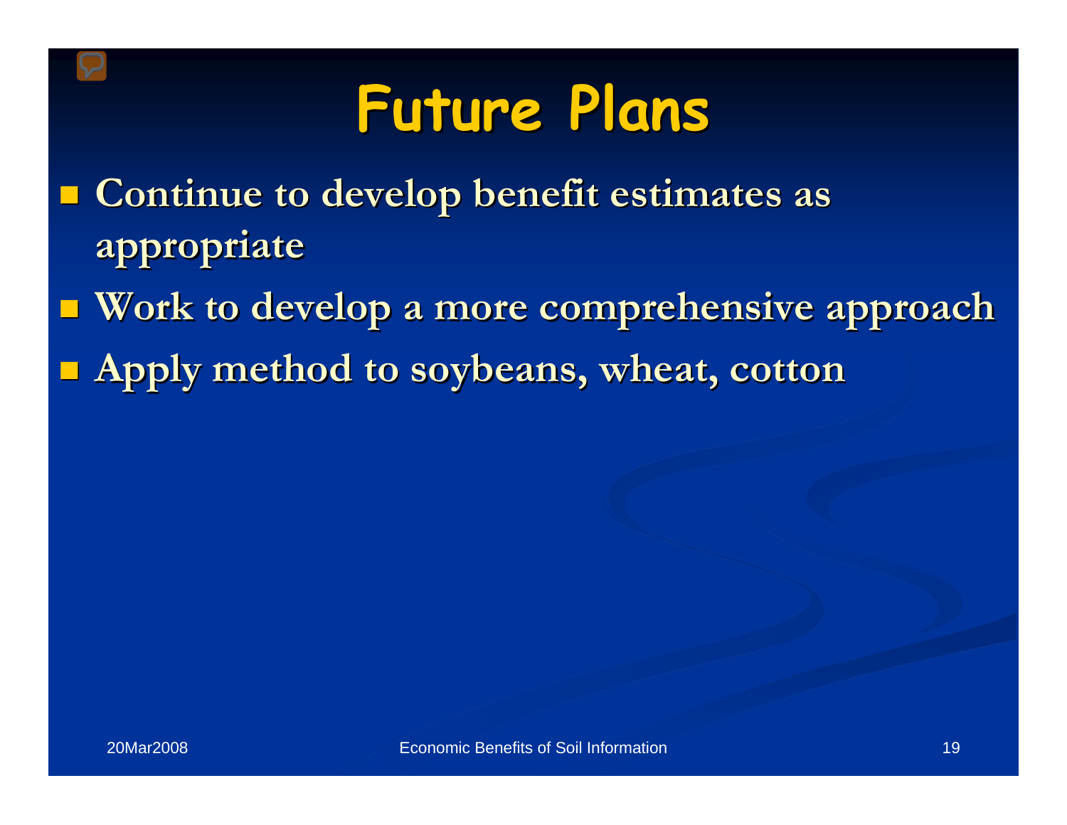# Future Plans

- **Continue to develop benefit estimates as appropriate**
- **Work to develop a more comprehensive approach**
- **Apply method to soybeans, wheat, cotton**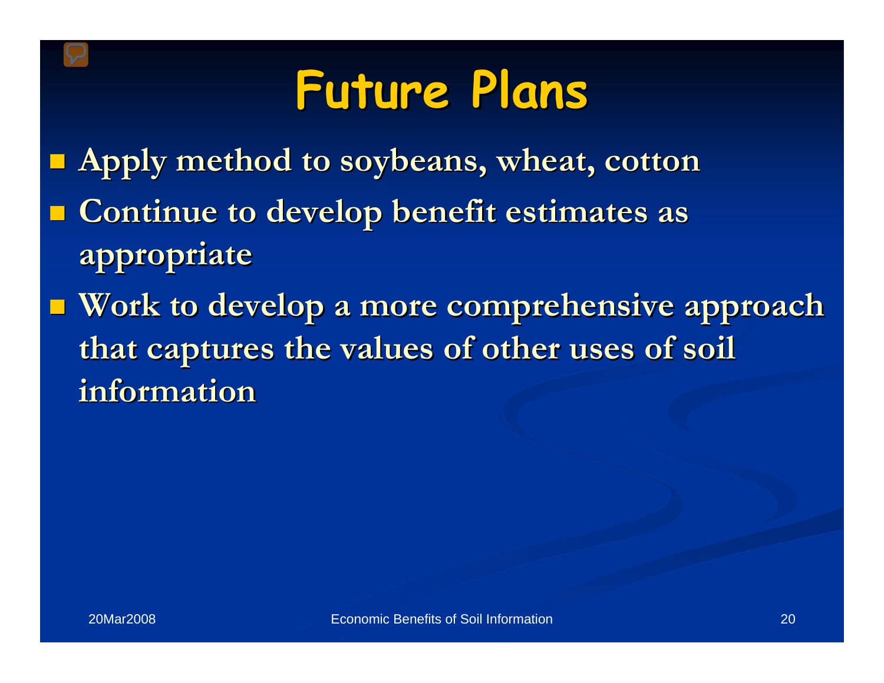# Future Plans

- **Apply method to soybeans, wheat, cotton**
- **Continue to develop benefit estimates as appropriate**
- **Work to develop a more comprehensive approach that captures the values of other uses of soil information**